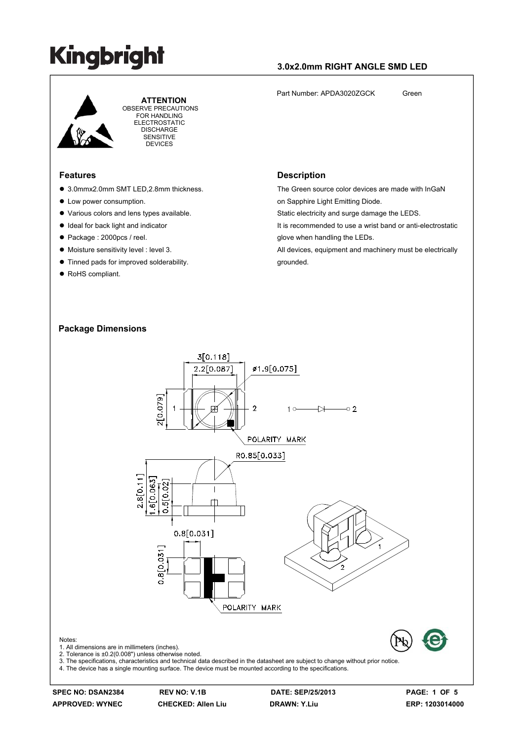# Kingbright

## 3.0x2.0mm RIGHT ANGLE SMD LED

**ATTENTION**
OBSERVE PRECAUTIONS FOR HANDLING ELECTROSTATIC DISCHARGE SENSITIVE DEVICES

Part Number: APDA3020ZGCK Green

## Features

- 3.0mmx2.0mm SMT LED,2.8mm thickness.
- Low power consumption.
- Various colors and lens types available.
- Ideal for back light and indicator
- Package : 2000pcs / reel.
- Moisture sensitivity level : level 3.
- Tinned pads for improved solderability.
- RoHS compliant.

## Description

The Green source color devices are made with InGaN on Sapphire Light Emitting Diode.
Static electricity and surge damage the LEDS.
It is recommended to use a wrist band or anti-electrostatic glove when handling the LEDs.
All devices, equipment and machinery must be electrically grounded.

## Package Dimensions

Notes:
1. All dimensions are in millimeters (inches).
2. Tolerance is ±0.2(0.008") unless otherwise noted.
3. The specifications, characteristics and technical data described in the datasheet are subject to change without prior notice.
4. The device has a single mounting surface. The device must be mounted according to the specifications.

| SPEC NO: DSAN2384 | REV NO: V.1B | DATE: SEP/25/2013 | PAGE: 1 OF 5 |
|---|---|---|---|
| APPROVED: WYNEC | CHECKED: Allen Liu | DRAWN: Y.Liu | ERP: 1203014000 |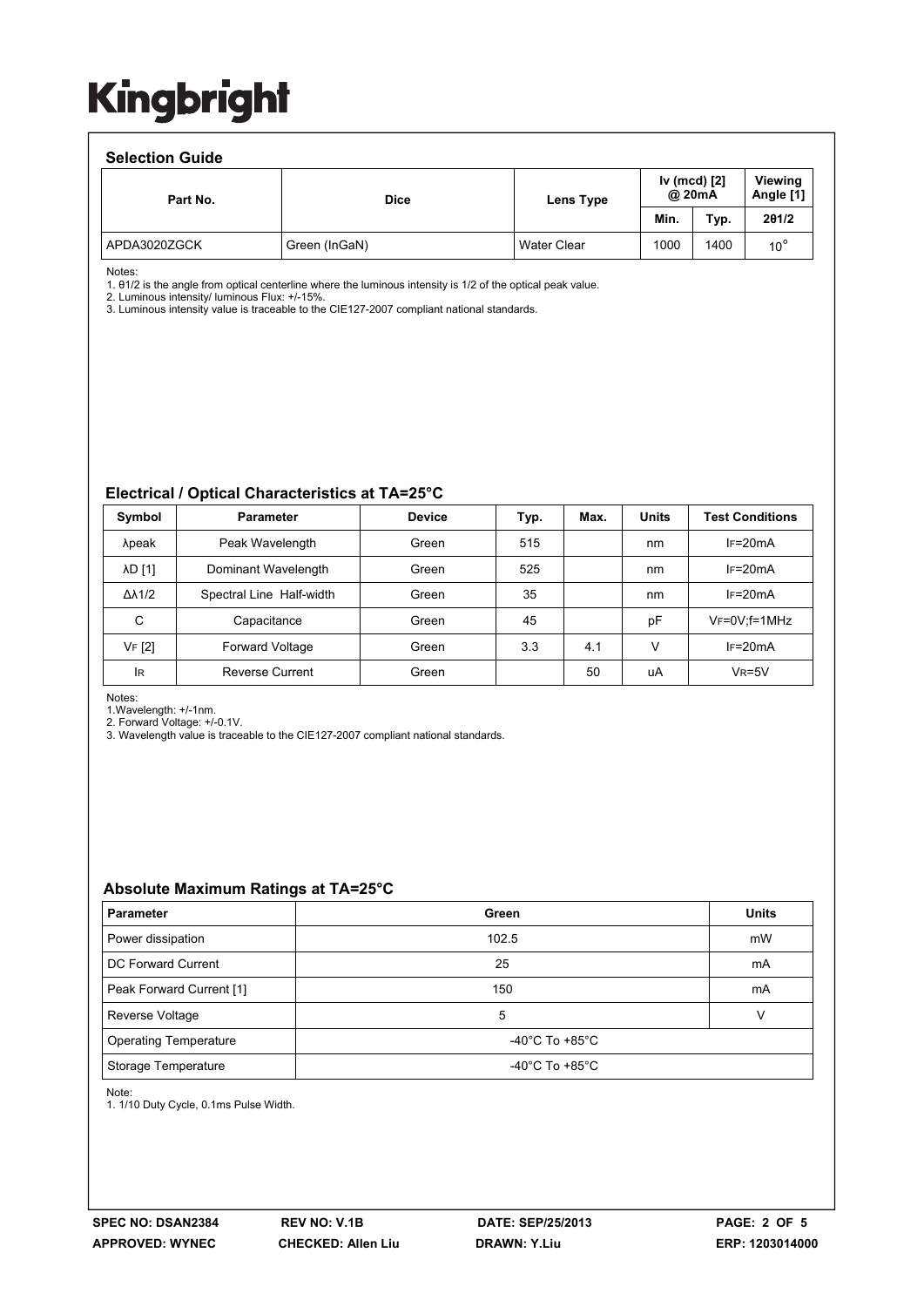## Selection Guide

| Part No. | Dice | Lens Type | Iv (mcd) [2] @ 20mA | | Viewing Angle [1] |
|---|---|---|---|---|---|
| | | | Min. | Typ. | 2θ1/2 |
| APDA3020ZGCK | Green (InGaN) | Water Clear | 1000 | 1400 | 10° |

Notes:
1. θ1/2 is the angle from optical centerline where the luminous intensity is 1/2 of the optical peak value.
2. Luminous intensity/ luminous Flux: +/-15%.
3. Luminous intensity value is traceable to the CIE127-2007 compliant national standards.

## Electrical / Optical Characteristics at TA=25°C

| Symbol | Parameter | Device | Typ. | Max. | Units | Test Conditions |
|---|---|---|---|---|---|---|
| λpeak | Peak Wavelength | Green | 515 | | nm | IF=20mA |
| λD [1] | Dominant Wavelength | Green | 525 | | nm | IF=20mA |
| Δλ1/2 | Spectral Line Half-width | Green | 35 | | nm | IF=20mA |
| C | Capacitance | Green | 45 | | pF | VF=0V;f=1MHz |
| VF [2] | Forward Voltage | Green | 3.3 | 4.1 | V | IF=20mA |
| IR | Reverse Current | Green | | 50 | uA | VR=5V |

Notes:
1.Wavelength: +/-1nm.
2. Forward Voltage: +/-0.1V.
3. Wavelength value is traceable to the CIE127-2007 compliant national standards.

## Absolute Maximum Ratings at TA=25°C

| Parameter | Green | Units |
|---|---|---|
| Power dissipation | 102.5 | mW |
| DC Forward Current | 25 | mA |
| Peak Forward Current [1] | 150 | mA |
| Reverse Voltage | 5 | V |
| Operating Temperature | -40°C To +85°C | |
| Storage Temperature | -40°C To +85°C | |

Note:
1. 1/10 Duty Cycle, 0.1ms Pulse Width.

SPEC NO: DSAN2384 REV NO: V.1B DATE: SEP/25/2013
APPROVED: WYNEC CHECKED: Allen Liu DRAWN: Y.Liu ERP: 1203014000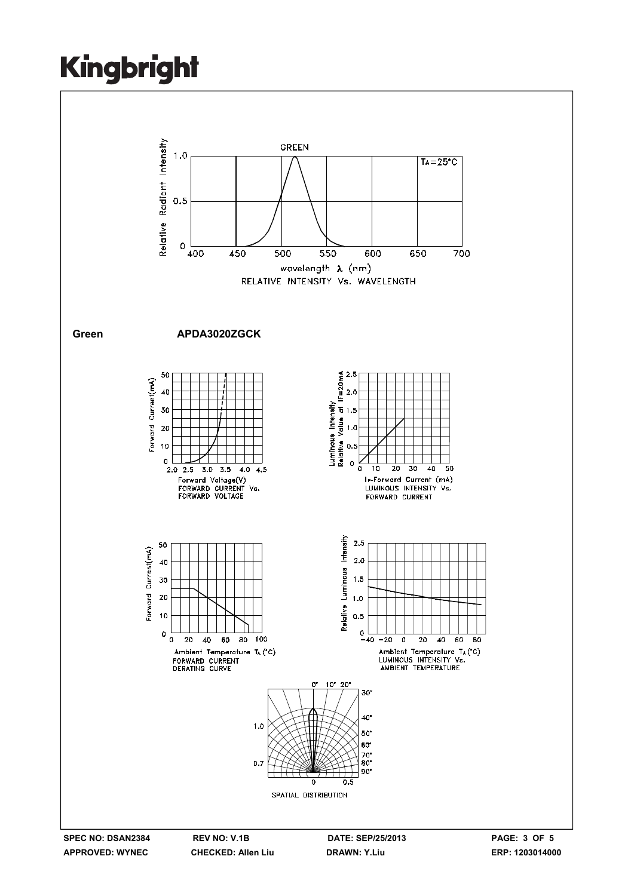RELATIVE INTENSITY Vs. WAVELENGTH

**Green** **APDA3020ZGCK**

FORWARD CURRENT Vs. FORWARD VOLTAGE

LUMINOUS INTENSITY Vs. FORWARD CURRENT

FORWARD CURRENT DERATING CURVE

LUMINOUS INTENSITY Vs. AMBIENT TEMPERATURE

SPATIAL DISTRIBUTION

| SPEC NO: DSAN2384 | REV NO: V.1B | DATE: SEP/25/2013 | |
|---|---|---|---|
| APPROVED: WYNEC | CHECKED: Allen Liu | DRAWN: Y.Liu | ERP: 1203014000 |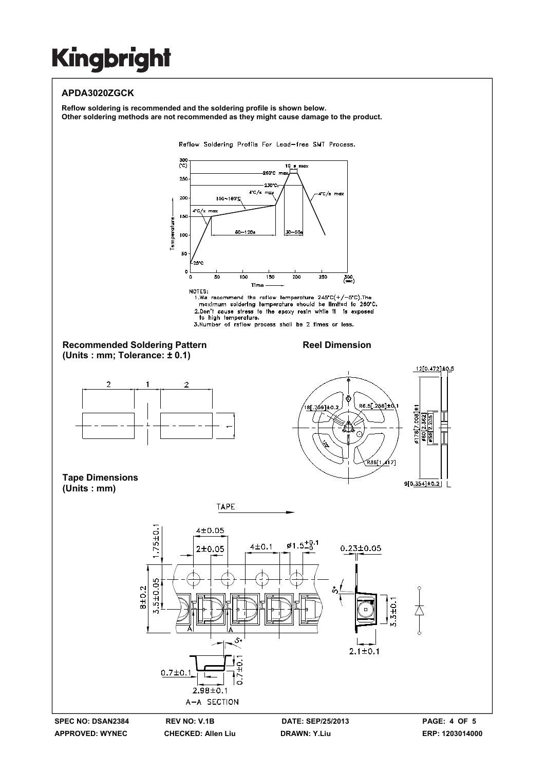# Kingbright

## APDA3020ZGCK

**Reflow soldering is recommended and the soldering profile is shown below.**
**Other soldering methods are not recommended as they might cause damage to the product.**

Reflow Soldering Profile For Lead-free SMT Process.

NOTES:
1. We recommend the reflow temperature 245°C(+/-5°C). The maximum soldering temperature should be limited to 260°C.
2. Don't cause stress to the epoxy resin while it is exposed to high temperature.
3. Number of reflow process shall be 2 times or less.

### Recommended Soldering Pattern
**(Units : mm; Tolerance: ± 0.1)**

### Reel Dimension

### Tape Dimensions
**(Units : mm)**

| SPEC NO: DSAN2384 | REV NO: V.1B | DATE: SEP/25/2013 | PAGE: 4 OF 5 |
|---|---|---|---|
| APPROVED: WYNEC | CHECKED: Allen Liu | DRAWN: Y.Liu | ERP: 1203014000 |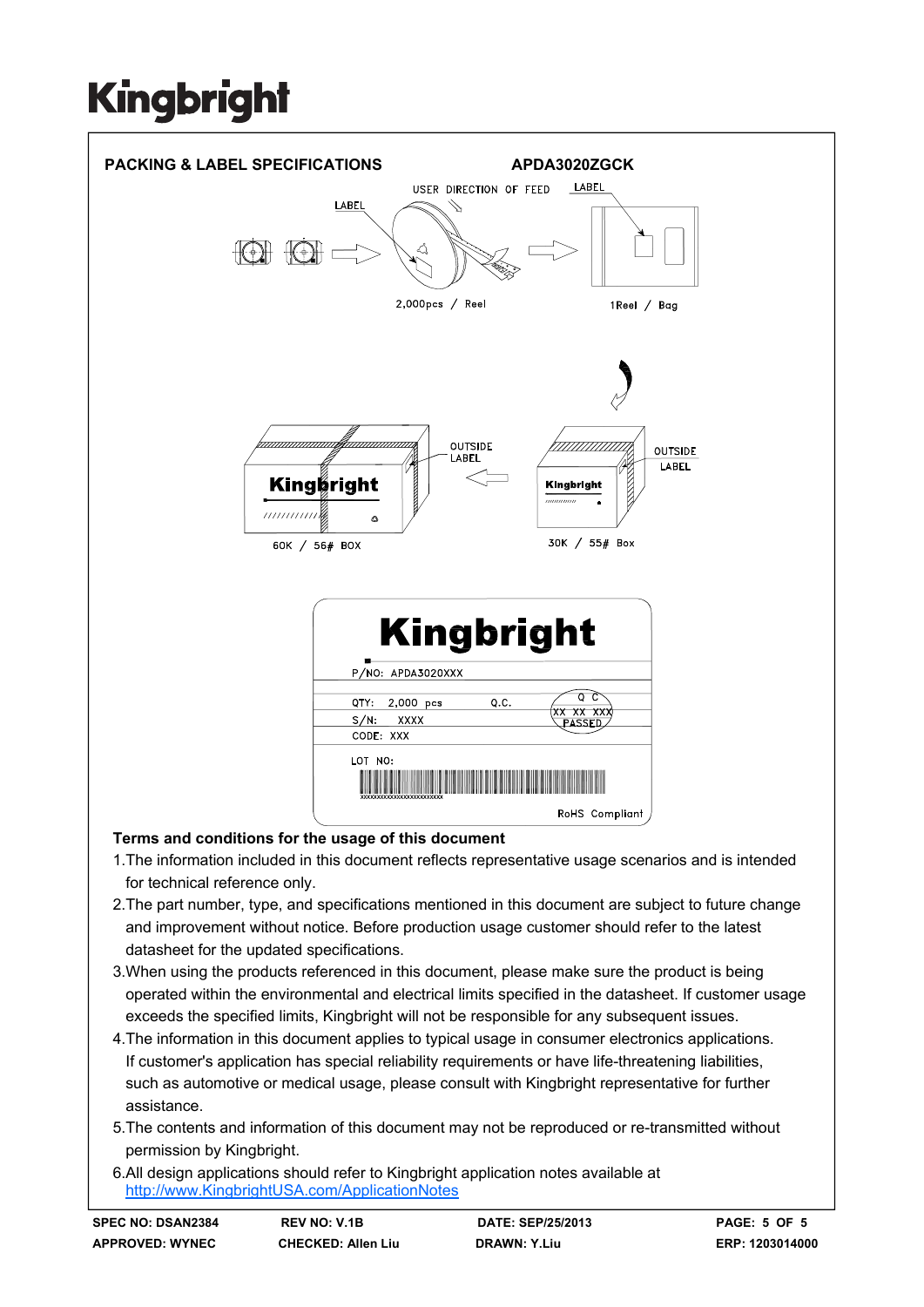## PACKING & LABEL SPECIFICATIONS

**APDA3020ZGCK**

USER DIRECTION OF FEED

LABEL

LABEL

2,000pcs / Reel

1Reel / Bag

OUTSIDE LABEL

OUTSIDE LABEL

60K / 56# BOX

30K / 55# Box

Kingbright

P/NO: APDA3020XXX

QTY: 2,000 pcs

Q.C.

S/N: XXXX

CODE: XXX

LOT NO:

RoHS Compliant

**Terms and conditions for the usage of this document**

1. The information included in this document reflects representative usage scenarios and is intended for technical reference only.
2. The part number, type, and specifications mentioned in this document are subject to future change and improvement without notice. Before production usage customer should refer to the latest datasheet for the updated specifications.
3. When using the products referenced in this document, please make sure the product is being operated within the environmental and electrical limits specified in the datasheet. If customer usage exceeds the specified limits, Kingbright will not be responsible for any subsequent issues.
4. The information in this document applies to typical usage in consumer electronics applications. If customer's application has special reliability requirements or have life-threatening liabilities, such as automotive or medical usage, please consult with Kingbright representative for further assistance.
5. The contents and information of this document may not be reproduced or re-transmitted without permission by Kingbright.
6. All design applications should refer to Kingbright application notes available at http://www.KingbrightUSA.com/ApplicationNotes

| | | | |
|---|---|---|---|
| SPEC NO: DSAN2384 | REV NO: V.1B | DATE: SEP/25/2013 | PAGE: 5 OF 5 |
| APPROVED: WYNEC | CHECKED: Allen Liu | DRAWN: Y.Liu | ERP: 1203014000 |